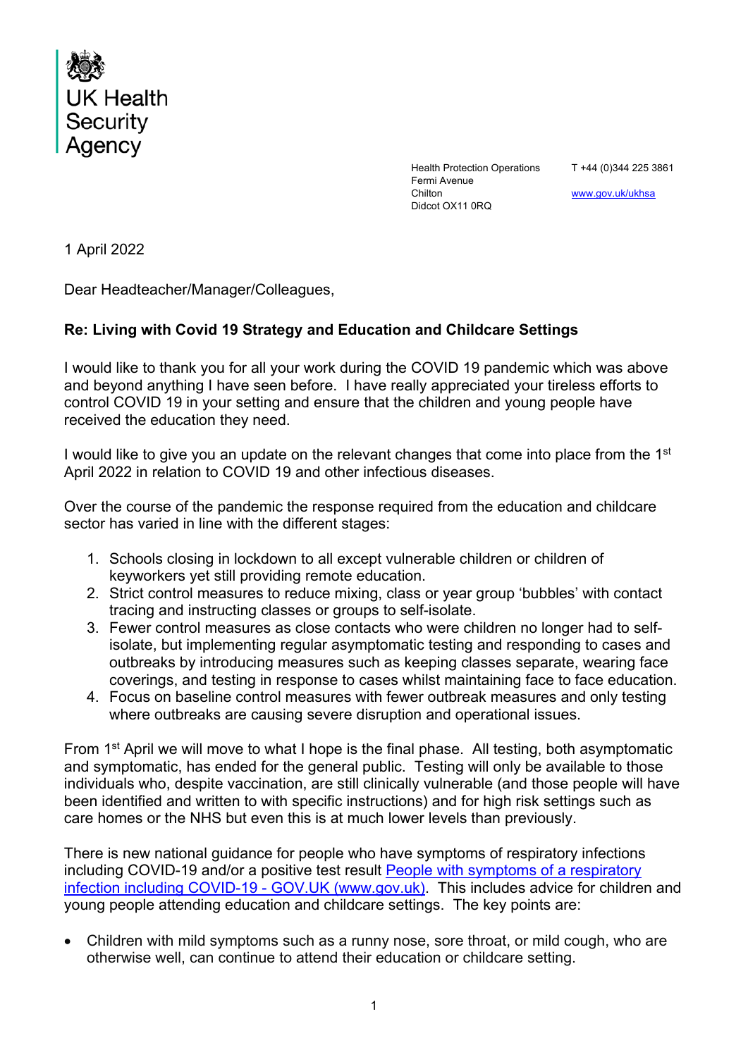UK Health Security Agency

Health Protection Operations
Fermi Avenue
Chilton
Didcot OX11 0RQ

T +44 (0)344 225 3861

[www.gov.uk/ukhsa](www.gov.uk/ukhsa)

1 April 2022

Dear Headteacher/Manager/Colleagues,

**Re: Living with Covid 19 Strategy and Education and Childcare Settings**

I would like to thank you for all your work during the COVID 19 pandemic which was above and beyond anything I have seen before. I have really appreciated your tireless efforts to control COVID 19 in your setting and ensure that the children and young people have received the education they need.

I would like to give you an update on the relevant changes that come into place from the 1st April 2022 in relation to COVID 19 and other infectious diseases.

Over the course of the pandemic the response required from the education and childcare sector has varied in line with the different stages:

1. Schools closing in lockdown to all except vulnerable children or children of keyworkers yet still providing remote education.
2. Strict control measures to reduce mixing, class or year group 'bubbles' with contact tracing and instructing classes or groups to self-isolate.
3. Fewer control measures as close contacts who were children no longer had to self-isolate, but implementing regular asymptomatic testing and responding to cases and outbreaks by introducing measures such as keeping classes separate, wearing face coverings, and testing in response to cases whilst maintaining face to face education.
4. Focus on baseline control measures with fewer outbreak measures and only testing where outbreaks are causing severe disruption and operational issues.

From 1st April we will move to what I hope is the final phase. All testing, both asymptomatic and symptomatic, has ended for the general public. Testing will only be available to those individuals who, despite vaccination, are still clinically vulnerable (and those people will have been identified and written to with specific instructions) and for high risk settings such as care homes or the NHS but even this is at much lower levels than previously.

There is new national guidance for people who have symptoms of respiratory infections including COVID-19 and/or a positive test result [People with symptoms of a respiratory infection including COVID-19 - GOV.UK (www.gov.uk)](People with symptoms of a respiratory infection including COVID-19 - GOV.UK (www.gov.uk)). This includes advice for children and young people attending education and childcare settings. The key points are:

- Children with mild symptoms such as a runny nose, sore throat, or mild cough, who are otherwise well, can continue to attend their education or childcare setting.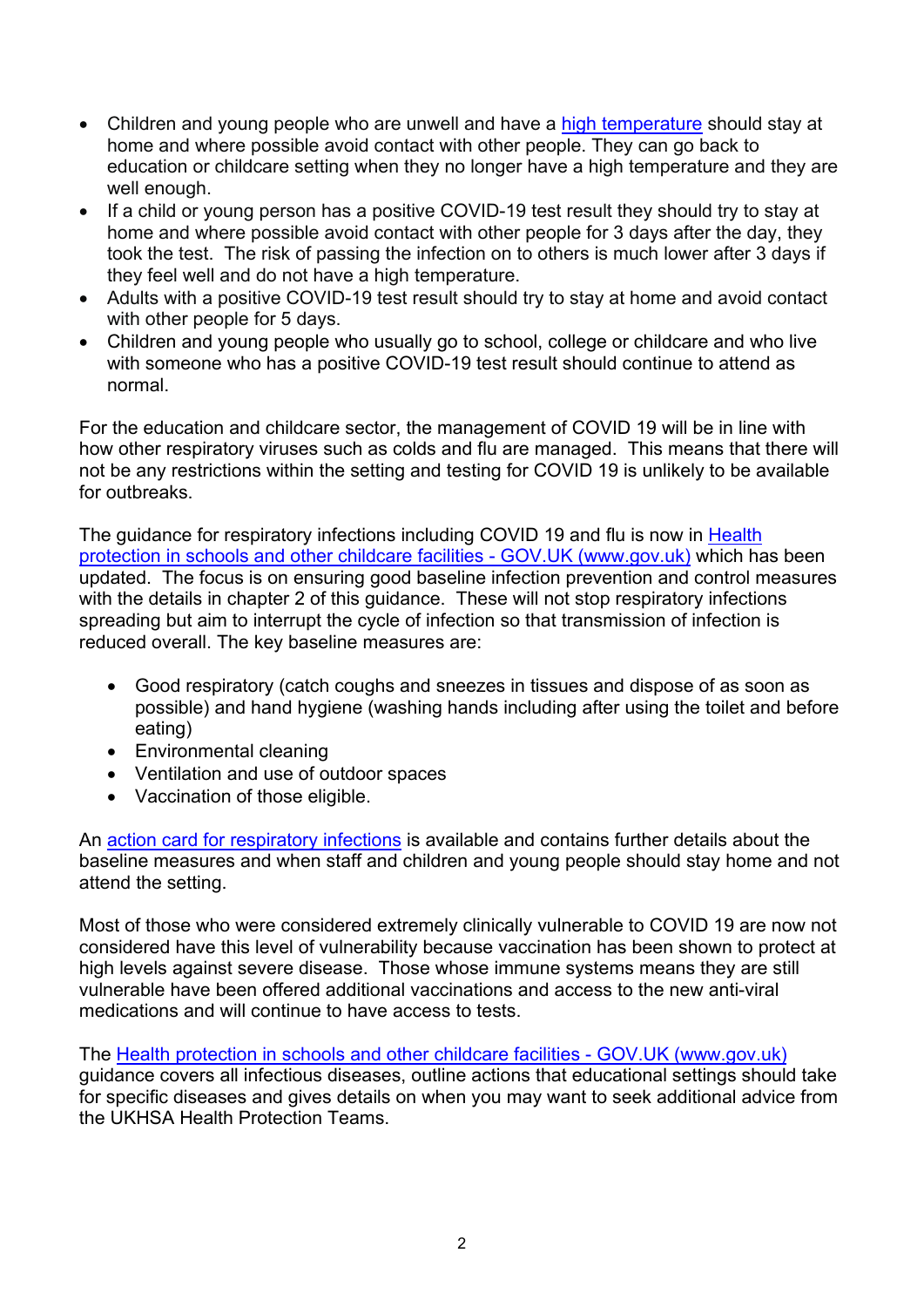- Children and young people who are unwell and have a high temperature should stay at home and where possible avoid contact with other people. They can go back to education or childcare setting when they no longer have a high temperature and they are well enough.
- If a child or young person has a positive COVID-19 test result they should try to stay at home and where possible avoid contact with other people for 3 days after the day, they took the test. The risk of passing the infection on to others is much lower after 3 days if they feel well and do not have a high temperature.
- Adults with a positive COVID-19 test result should try to stay at home and avoid contact with other people for 5 days.
- Children and young people who usually go to school, college or childcare and who live with someone who has a positive COVID-19 test result should continue to attend as normal.

For the education and childcare sector, the management of COVID 19 will be in line with how other respiratory viruses such as colds and flu are managed. This means that there will not be any restrictions within the setting and testing for COVID 19 is unlikely to be available for outbreaks.

The guidance for respiratory infections including COVID 19 and flu is now in Health protection in schools and other childcare facilities - GOV.UK (www.gov.uk) which has been updated. The focus is on ensuring good baseline infection prevention and control measures with the details in chapter 2 of this guidance. These will not stop respiratory infections spreading but aim to interrupt the cycle of infection so that transmission of infection is reduced overall. The key baseline measures are:

- Good respiratory (catch coughs and sneezes in tissues and dispose of as soon as possible) and hand hygiene (washing hands including after using the toilet and before eating)
- Environmental cleaning
- Ventilation and use of outdoor spaces
- Vaccination of those eligible.

An action card for respiratory infections is available and contains further details about the baseline measures and when staff and children and young people should stay home and not attend the setting.

Most of those who were considered extremely clinically vulnerable to COVID 19 are now not considered have this level of vulnerability because vaccination has been shown to protect at high levels against severe disease. Those whose immune systems means they are still vulnerable have been offered additional vaccinations and access to the new anti-viral medications and will continue to have access to tests.

The Health protection in schools and other childcare facilities - GOV.UK (www.gov.uk) guidance covers all infectious diseases, outline actions that educational settings should take for specific diseases and gives details on when you may want to seek additional advice from the UKHSA Health Protection Teams.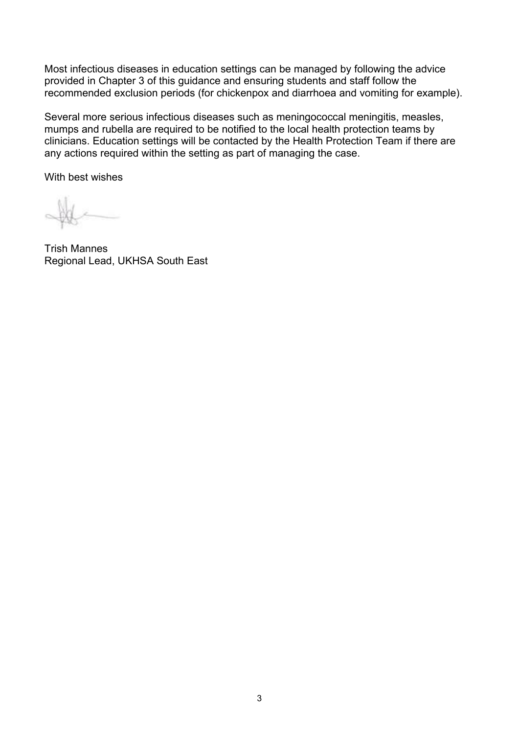Most infectious diseases in education settings can be managed by following the advice provided in Chapter 3 of this guidance and ensuring students and staff follow the recommended exclusion periods (for chickenpox and diarrhoea and vomiting for example).

Several more serious infectious diseases such as meningococcal meningitis, measles, mumps and rubella are required to be notified to the local health protection teams by clinicians. Education settings will be contacted by the Health Protection Team if there are any actions required within the setting as part of managing the case.

With best wishes

Trish Mannes
Regional Lead, UKHSA South East